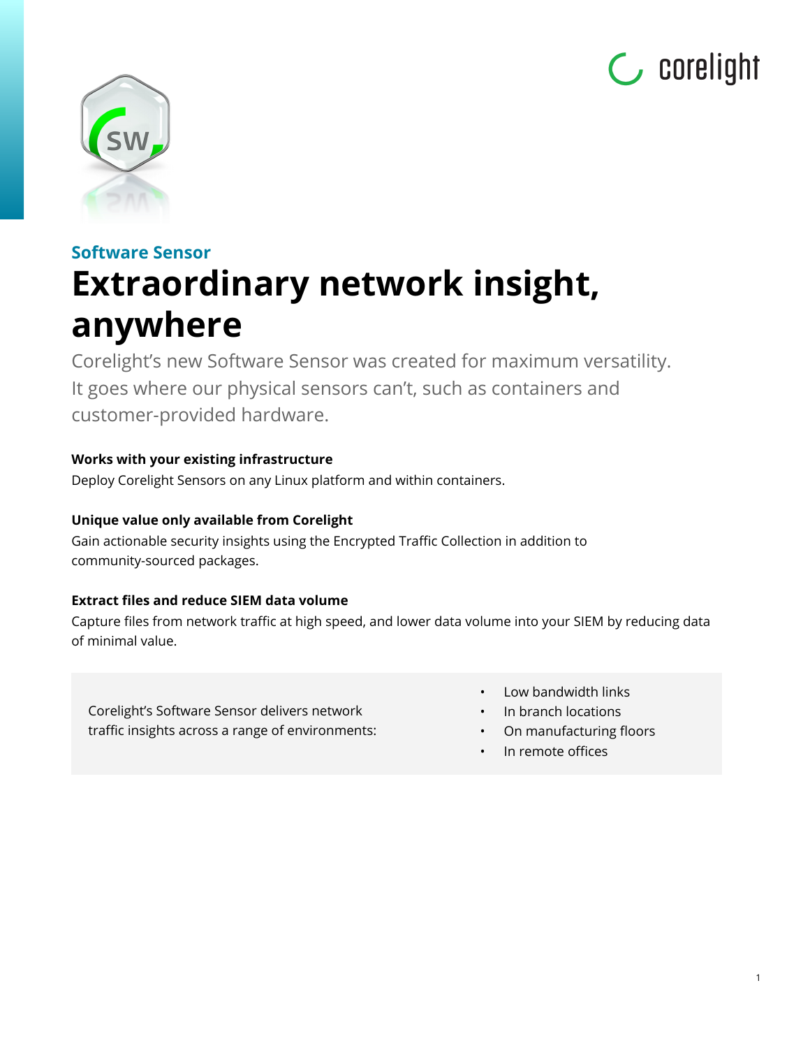Software Sensor

# Extraordinary network insight, anywhere

Corelight's new Software Sensor was created for maximum versatility. It goes where our physical sensors can't, such as containers and customer-provided hardware.

**Works with your existing infrastructure**

Deploy Corelight Sensors on any Linux platform and within containers.

**Unique value only available from Corelight**

Gain actionable security insights using the Encrypted Traffic Collection in addition to community-sourced packages.

**Extract files and reduce SIEM data volume**

Capture files from network traffic at high speed, and lower data volume into your SIEM by reducing data of minimal value.

Corelight's Software Sensor delivers network traffic insights across a range of environments:

- Low bandwidth links
- In branch locations
- On manufacturing floors
- In remote offices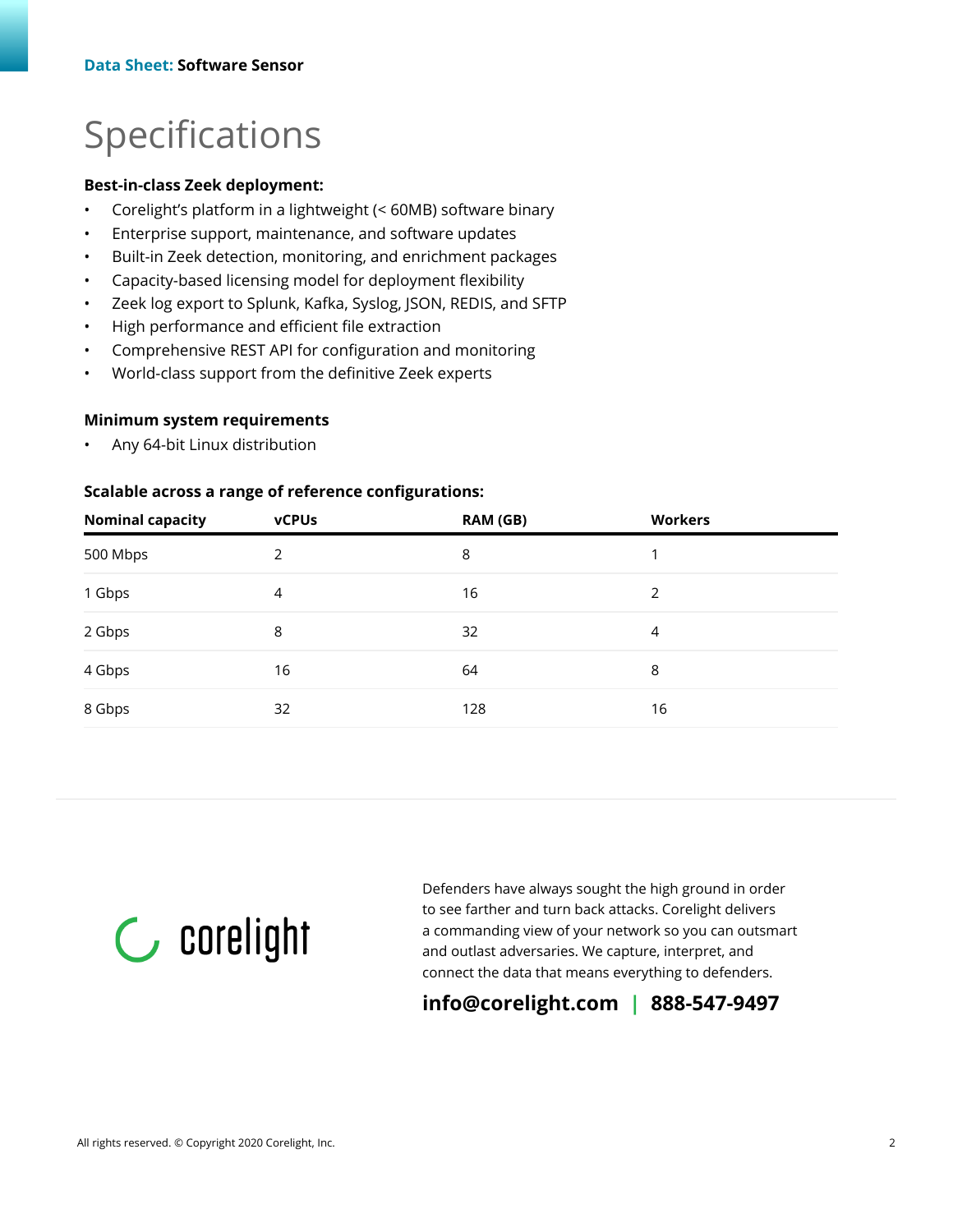# Specifications

**Best-in-class Zeek deployment:**

- Corelight's platform in a lightweight (< 60MB) software binary
- Enterprise support, maintenance, and software updates
- Built-in Zeek detection, monitoring, and enrichment packages
- Capacity-based licensing model for deployment flexibility
- Zeek log export to Splunk, Kafka, Syslog, JSON, REDIS, and SFTP
- High performance and efficient file extraction
- Comprehensive REST API for configuration and monitoring
- World-class support from the definitive Zeek experts

**Minimum system requirements**

- Any 64-bit Linux distribution

**Scalable across a range of reference configurations:**

| Nominal capacity | vCPUs | RAM (GB) | Workers |
|---|---|---|---|
| 500 Mbps | 2 | 8 | 1 |
| 1 Gbps | 4 | 16 | 2 |
| 2 Gbps | 8 | 32 | 4 |
| 4 Gbps | 16 | 64 | 8 |
| 8 Gbps | 32 | 128 | 16 |

corelight

Defenders have always sought the high ground in order to see farther and turn back attacks. Corelight delivers a commanding view of your network so you can outsmart and outlast adversaries. We capture, interpret, and connect the data that means everything to defenders.

**info@corelight.com | 888-547-9497**

All rights reserved. © Copyright 2020 Corelight, Inc.